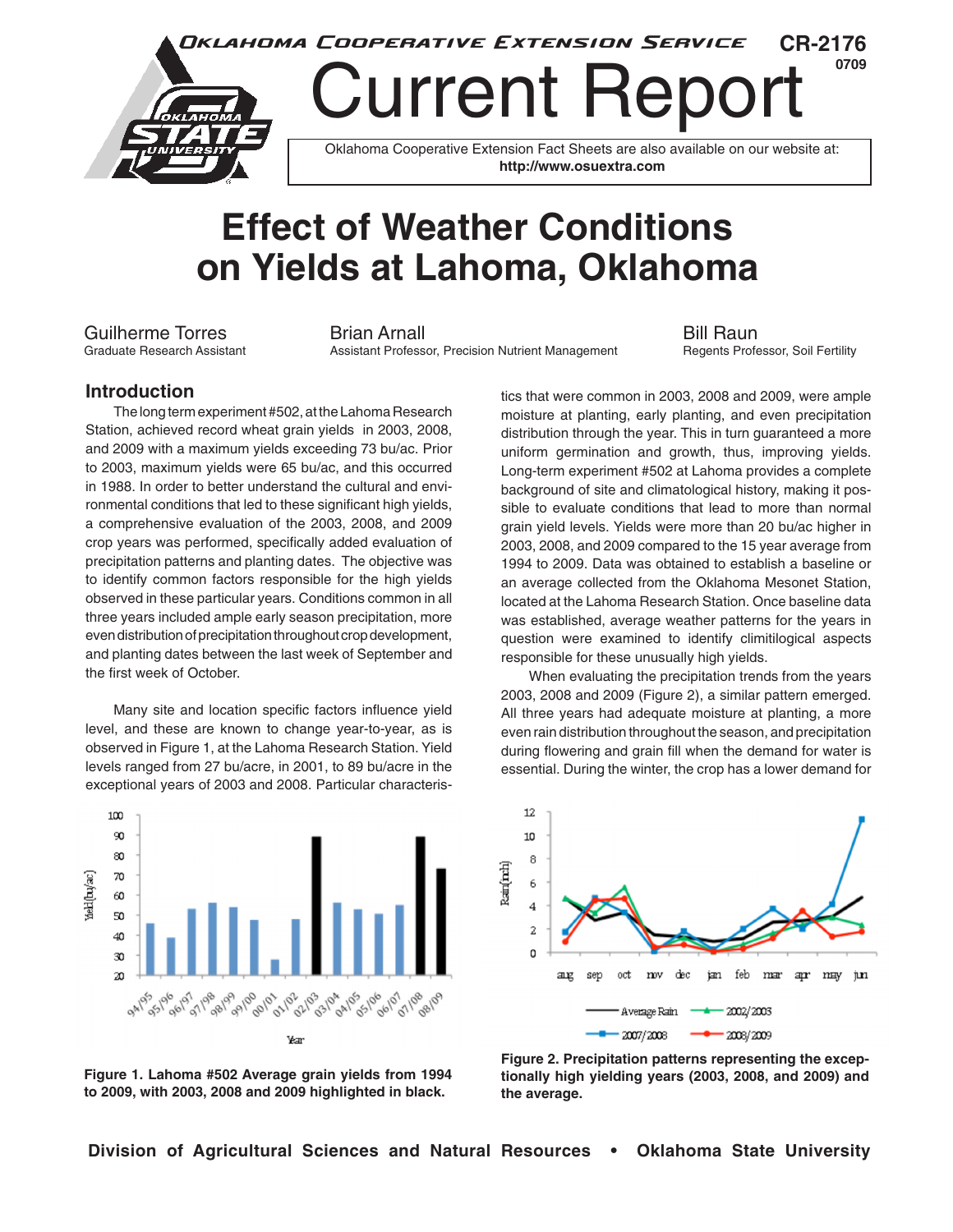Oklahoma Cooperative Extension Service CR-2176 0709

# Current Report

Oklahoma Cooperative Extension Fact Sheets are also available on our website at: **http://www.osuextra.com**

# Effect of Weather Conditions on Yields at Lahoma, Oklahoma

Guilherme Torres
Graduate Research Assistant

Brian Arnall
Assistant Professor, Precision Nutrient Management

Bill Raun
Regents Professor, Soil Fertility

## Introduction

The long term experiment #502, at the Lahoma Research Station, achieved record wheat grain yields in 2003, 2008, and 2009 with a maximum yields exceeding 73 bu/ac. Prior to 2003, maximum yields were 65 bu/ac, and this occurred in 1988. In order to better understand the cultural and environmental conditions that led to these significant high yields, a comprehensive evaluation of the 2003, 2008, and 2009 crop years was performed, specifically added evaluation of precipitation patterns and planting dates. The objective was to identify common factors responsible for the high yields observed in these particular years. Conditions common in all three years included ample early season precipitation, more even distribution of precipitation throughout crop development, and planting dates between the last week of September and the first week of October.

Many site and location specific factors influence yield level, and these are known to change year-to-year, as is observed in Figure 1, at the Lahoma Research Station. Yield levels ranged from 27 bu/acre, in 2001, to 89 bu/acre in the exceptional years of 2003 and 2008. Particular characteristics that were common in 2003, 2008 and 2009, were ample moisture at planting, early planting, and even precipitation distribution through the year. This in turn guaranteed a more uniform germination and growth, thus, improving yields. Long-term experiment #502 at Lahoma provides a complete background of site and climatological history, making it possible to evaluate conditions that lead to more than normal grain yield levels. Yields were more than 20 bu/ac higher in 2003, 2008, and 2009 compared to the 15 year average from 1994 to 2009. Data was obtained to establish a baseline or an average collected from the Oklahoma Mesonet Station, located at the Lahoma Research Station. Once baseline data was established, average weather patterns for the years in question were examined to identify climitilogical aspects responsible for these unusually high yields.

When evaluating the precipitation trends from the years 2003, 2008 and 2009 (Figure 2), a similar pattern emerged. All three years had adequate moisture at planting, a more even rain distribution throughout the season, and precipitation during flowering and grain fill when the demand for water is essential. During the winter, the crop has a lower demand for

**Figure 1. Lahoma #502 Average grain yields from 1994 to 2009, with 2003, 2008 and 2009 highlighted in black.**

**Figure 2. Precipitation patterns representing the exceptionally high yielding years (2003, 2008, and 2009) and the average.**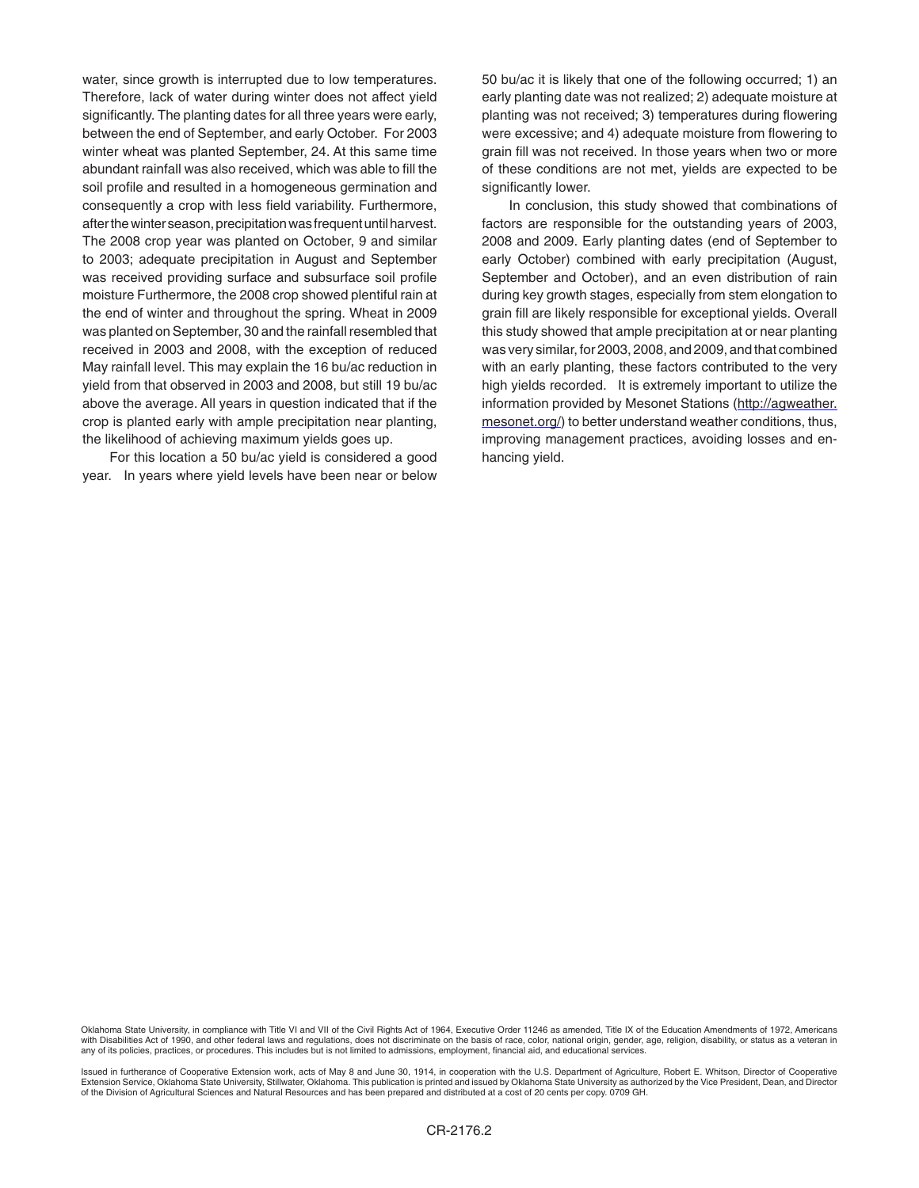water, since growth is interrupted due to low temperatures. Therefore, lack of water during winter does not affect yield significantly. The planting dates for all three years were early, between the end of September, and early October. For 2003 winter wheat was planted September, 24. At this same time abundant rainfall was also received, which was able to fill the soil profile and resulted in a homogeneous germination and consequently a crop with less field variability. Furthermore, after the winter season, precipitation was frequent until harvest. The 2008 crop year was planted on October, 9 and similar to 2003; adequate precipitation in August and September was received providing surface and subsurface soil profile moisture Furthermore, the 2008 crop showed plentiful rain at the end of winter and throughout the spring. Wheat in 2009 was planted on September, 30 and the rainfall resembled that received in 2003 and 2008, with the exception of reduced May rainfall level. This may explain the 16 bu/ac reduction in yield from that observed in 2003 and 2008, but still 19 bu/ac above the average. All years in question indicated that if the crop is planted early with ample precipitation near planting, the likelihood of achieving maximum yields goes up.

For this location a 50 bu/ac yield is considered a good year. In years where yield levels have been near or below 50 bu/ac it is likely that one of the following occurred; 1) an early planting date was not realized; 2) adequate moisture at planting was not received; 3) temperatures during flowering were excessive; and 4) adequate moisture from flowering to grain fill was not received. In those years when two or more of these conditions are not met, yields are expected to be significantly lower.

In conclusion, this study showed that combinations of factors are responsible for the outstanding years of 2003, 2008 and 2009. Early planting dates (end of September to early October) combined with early precipitation (August, September and October), and an even distribution of rain during key growth stages, especially from stem elongation to grain fill are likely responsible for exceptional yields. Overall this study showed that ample precipitation at or near planting was very similar, for 2003, 2008, and 2009, and that combined with an early planting, these factors contributed to the very high yields recorded. It is extremely important to utilize the information provided by Mesonet Stations (http://agweather.mesonet.org/) to better understand weather conditions, thus, improving management practices, avoiding losses and enhancing yield.

Oklahoma State University, in compliance with Title VI and VII of the Civil Rights Act of 1964, Executive Order 11246 as amended, Title IX of the Education Amendments of 1972, Americans with Disabilities Act of 1990, and other federal laws and regulations, does not discriminate on the basis of race, color, national origin, gender, age, religion, disability, or status as a veteran in any of its policies, practices, or procedures. This includes but is not limited to admissions, employment, financial aid, and educational services.

Issued in furtherance of Cooperative Extension work, acts of May 8 and June 30, 1914, in cooperation with the U.S. Department of Agriculture, Robert E. Whitson, Director of Cooperative Extension Service, Oklahoma State University, Stillwater, Oklahoma. This publication is printed and issued by Oklahoma State University as authorized by the Vice President, Dean, and Director of the Division of Agricultural Sciences and Natural Resources and has been prepared and distributed at a cost of 20 cents per copy. 0709 GH.